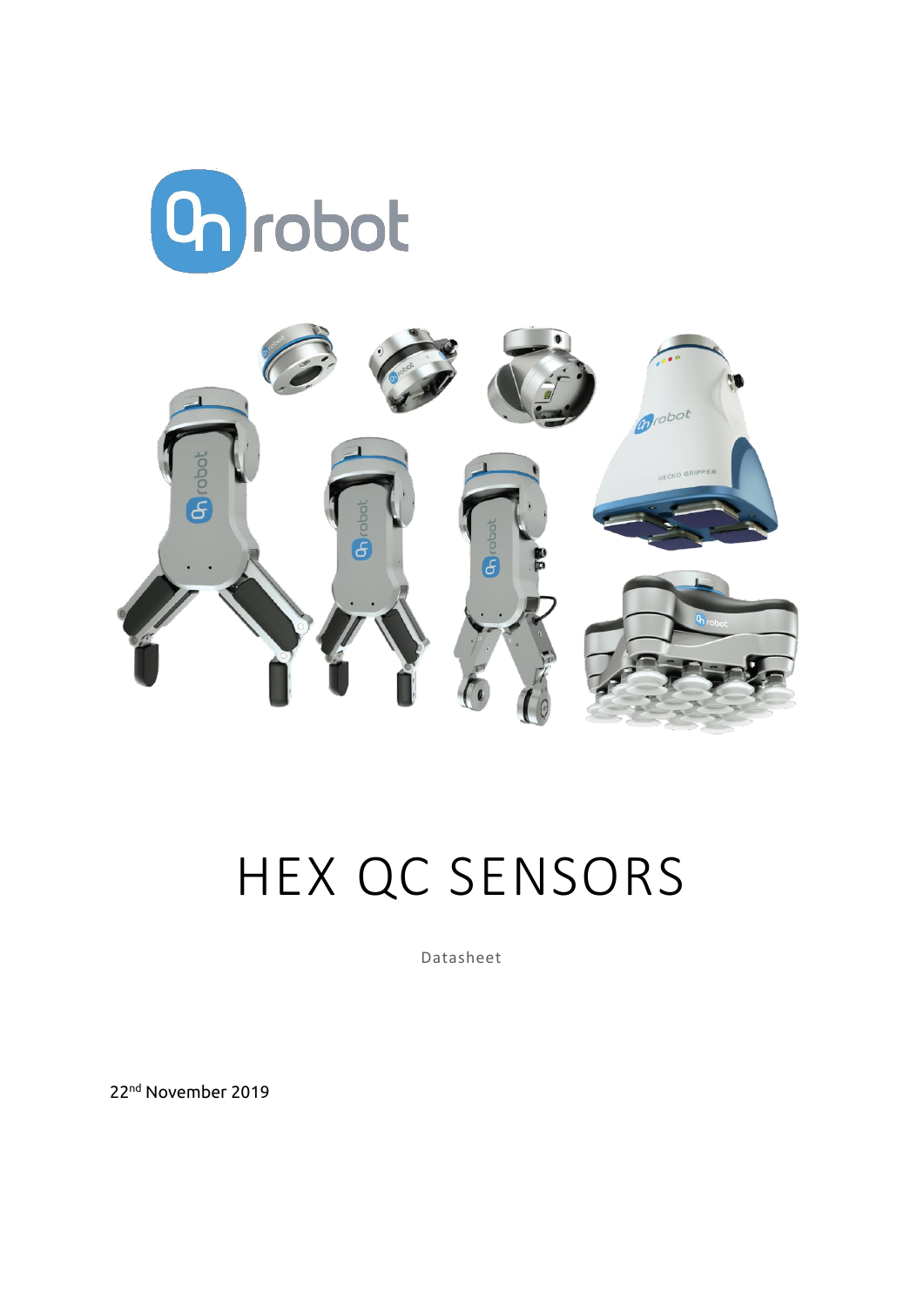# HEX QC SENSORS

Datasheet

22nd November 2019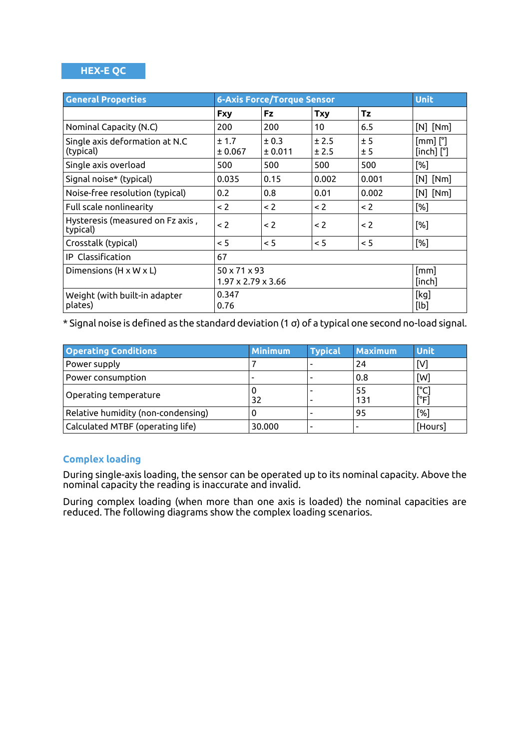## HEX-E QC

| General Properties | 6-Axis Force/Torque Sensor | | | | Unit |
|---|---|---|---|---|---|
| | Fxy | Fz | Txy | Tz | |
| Nominal Capacity (N.C) | 200 | 200 | 10 | 6.5 | [N] [Nm] |
| Single axis deformation at N.C (typical) | ± 1.7<br>± 0.067 | ± 0.3<br>± 0.011 | ± 2.5<br>± 2.5 | ± 5<br>± 5 | [mm] [°]<br>[inch] [°] |
| Single axis overload | 500 | 500 | 500 | 500 | [%] |
| Signal noise* (typical) | 0.035 | 0.15 | 0.002 | 0.001 | [N] [Nm] |
| Noise-free resolution (typical) | 0.2 | 0.8 | 0.01 | 0.002 | [N] [Nm] |
| Full scale nonlinearity | < 2 | < 2 | < 2 | < 2 | [%] |
| Hysteresis (measured on Fz axis , typical) | < 2 | < 2 | < 2 | < 2 | [%] |
| Crosstalk (typical) | < 5 | < 5 | < 5 | < 5 | [%] |
| IP Classification | 67 | | | | |
| Dimensions (H x W x L) | 50 x 71 x 93<br>1.97 x 2.79 x 3.66 | | | | [mm]<br>[inch] |
| Weight (with built-in adapter plates) | 0.347<br>0.76 | | | | [kg]<br>[lb] |

* Signal noise is defined as the standard deviation (1 σ) of a typical one second no-load signal.

| Operating Conditions | Minimum | Typical | Maximum | Unit |
|---|---|---|---|---|
| Power supply | 7 | - | 24 | [V] |
| Power consumption | - | - | 0.8 | [W] |
| Operating temperature | 0<br>32 | -<br>- | 55<br>131 | [°C]<br>[°F] |
| Relative humidity (non-condensing) | 0 | - | 95 | [%] |
| Calculated MTBF (operating life) | 30.000 | - | - | [Hours] |

### Complex loading

During single-axis loading, the sensor can be operated up to its nominal capacity. Above the nominal capacity the reading is inaccurate and invalid.

During complex loading (when more than one axis is loaded) the nominal capacities are reduced. The following diagrams show the complex loading scenarios.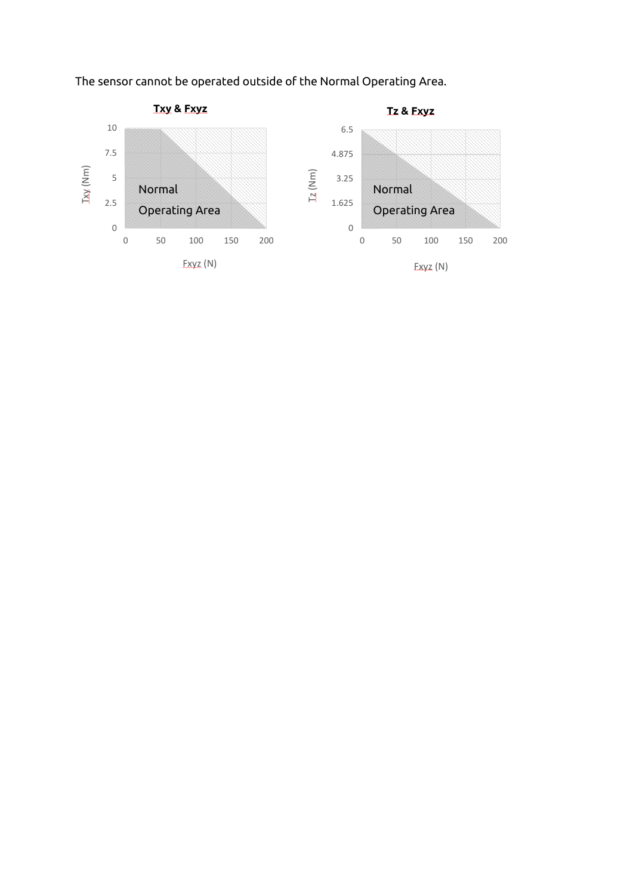The sensor cannot be operated outside of the Normal Operating Area.

**Txy & Fxyz**

Txy (Nm): 0, 2.5, 5, 7.5, 10

Normal Operating Area

Fxyz (N): 0, 50, 100, 150, 200

**Tz & Fxyz**

Tz (Nm): 0, 1.625, 3.25, 4.875, 6.5

Normal Operating Area

Fxyz (N): 0, 50, 100, 150, 200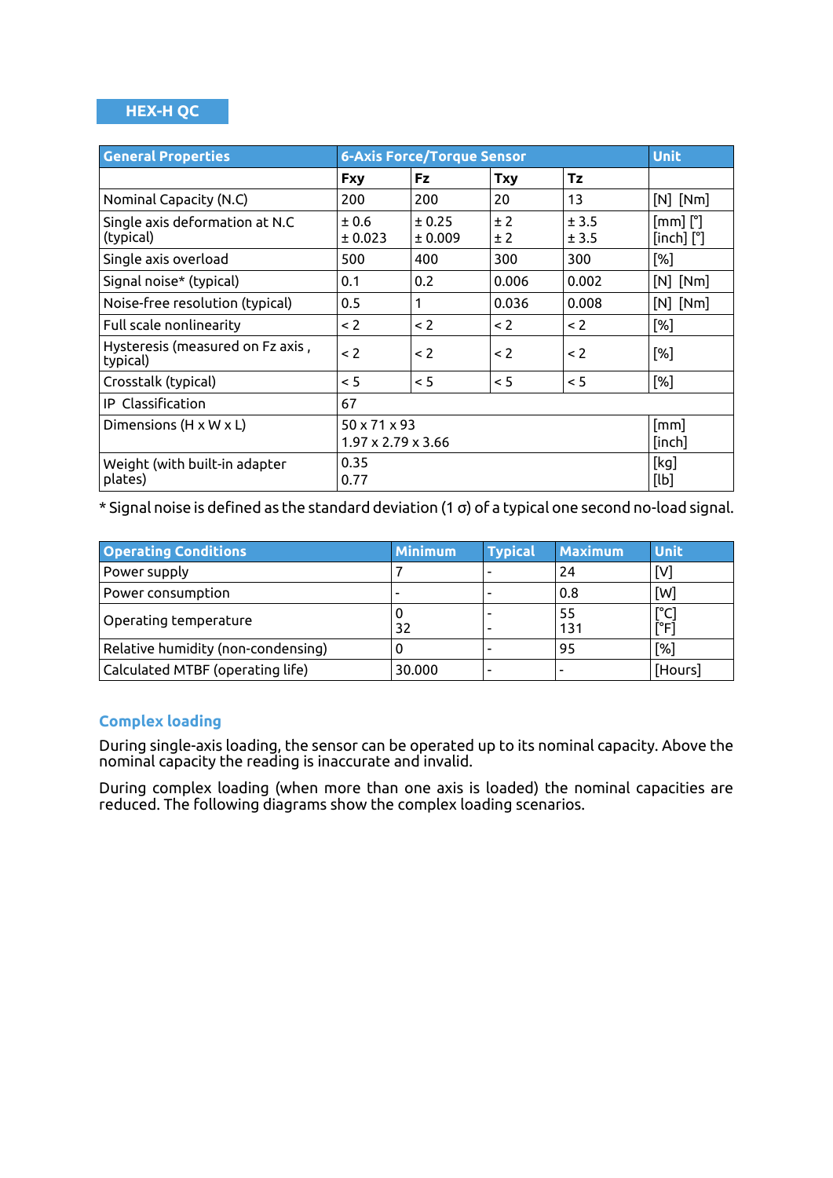# HEX-H QC

| General Properties | 6-Axis Force/Torque Sensor | | | | Unit |
|---|---|---|---|---|---|
| | Fxy | Fz | Txy | Tz | |
| Nominal Capacity (N.C) | 200 | 200 | 20 | 13 | [N] [Nm] |
| Single axis deformation at N.C (typical) | ± 0.6<br>± 0.023 | ± 0.25<br>± 0.009 | ± 2<br>± 2 | ± 3.5<br>± 3.5 | [mm] [°]<br>[inch] [°] |
| Single axis overload | 500 | 400 | 300 | 300 | [%] |
| Signal noise* (typical) | 0.1 | 0.2 | 0.006 | 0.002 | [N] [Nm] |
| Noise-free resolution (typical) | 0.5 | 1 | 0.036 | 0.008 | [N] [Nm] |
| Full scale nonlinearity | < 2 | < 2 | < 2 | < 2 | [%] |
| Hysteresis (measured on Fz axis , typical) | < 2 | < 2 | < 2 | < 2 | [%] |
| Crosstalk (typical) | < 5 | < 5 | < 5 | < 5 | [%] |
| IP Classification | 67 | | | | |
| Dimensions (H x W x L) | 50 x 71 x 93<br>1.97 x 2.79 x 3.66 | | | | [mm]<br>[inch] |
| Weight (with built-in adapter plates) | 0.35<br>0.77 | | | | [kg]<br>[lb] |

* Signal noise is defined as the standard deviation (1 σ) of a typical one second no-load signal.

| Operating Conditions | Minimum | Typical | Maximum | Unit |
|---|---|---|---|---|
| Power supply | 7 | - | 24 | [V] |
| Power consumption | - | - | 0.8 | [W] |
| Operating temperature | 0<br>32 | -<br>- | 55<br>131 | [°C]<br>[°F] |
| Relative humidity (non-condensing) | 0 | - | 95 | [%] |
| Calculated MTBF (operating life) | 30.000 | - | - | [Hours] |

## Complex loading

During single-axis loading, the sensor can be operated up to its nominal capacity. Above the nominal capacity the reading is inaccurate and invalid.

During complex loading (when more than one axis is loaded) the nominal capacities are reduced. The following diagrams show the complex loading scenarios.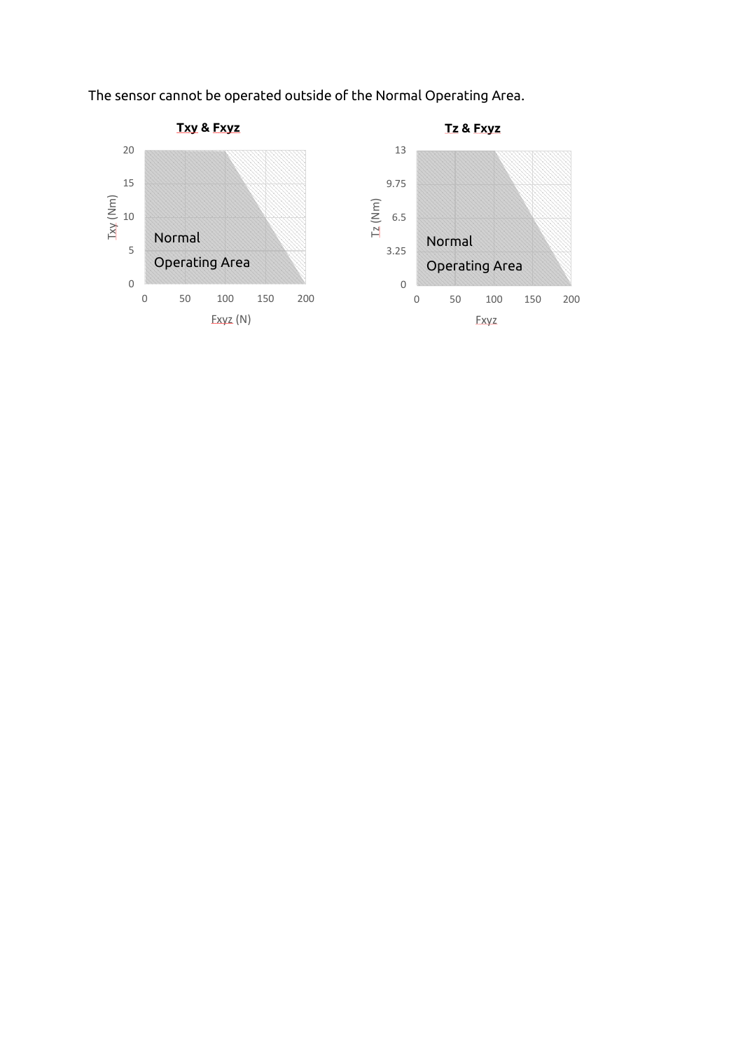The sensor cannot be operated outside of the Normal Operating Area.

**Txy & Fxyz**

Txy (Nm): 0, 5, 10, 15, 20

Fxyz (N): 0, 50, 100, 150, 200

Normal Operating Area

**Tz & Fxyz**

Tz (Nm): 0, 3.25, 6.5, 9.75, 13

Fxyz: 0, 50, 100, 150, 200

Normal Operating Area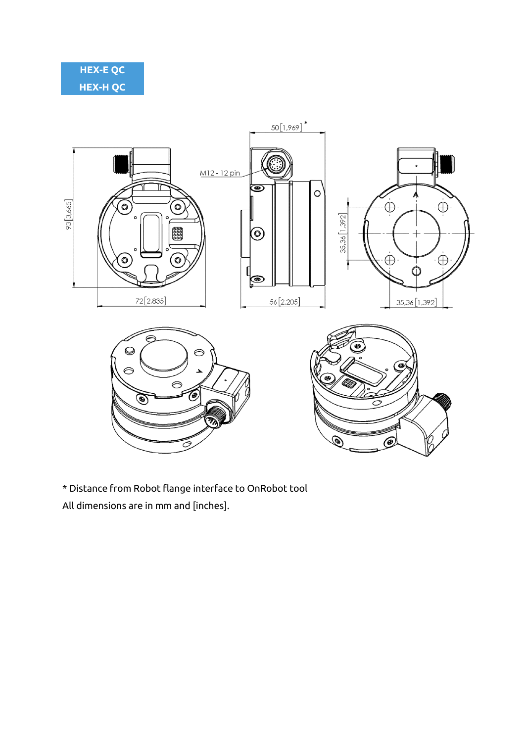**HEX-E QC**
**HEX-H QC**

50 [1,969] *

M12 - 12 pin

93 [3,665]

72 [2,835]

56 [2,205]

35,36 [1,392]

35,36 [1,392]

* Distance from Robot flange interface to OnRobot tool

All dimensions are in mm and [inches].